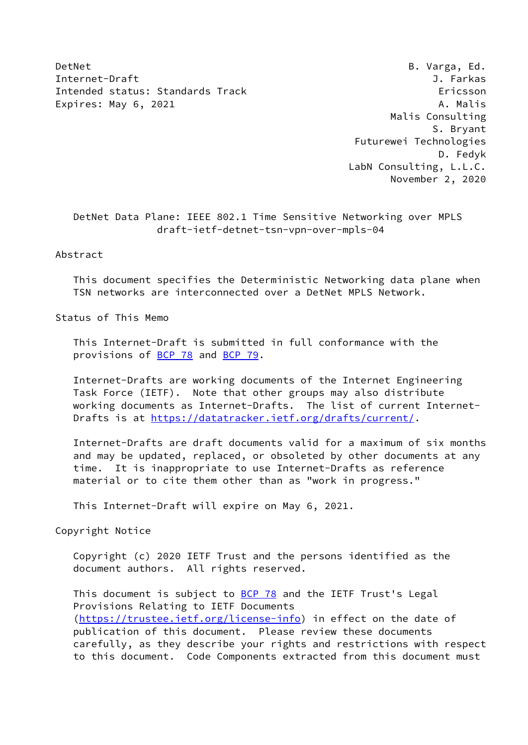DetNet B. Varga, Ed.
Internet-Draft J. Farkas
Intended status: Standards Track Ericsson
Expires: May 6, 2021 A. Malis
Malis Consulting
S. Bryant
Futurewei Technologies
D. Fedyk
LabN Consulting, L.L.C.
November 2, 2020

# DetNet Data Plane: IEEE 802.1 Time Sensitive Networking over MPLS
draft-ietf-detnet-tsn-vpn-over-mpls-04

## Abstract

This document specifies the Deterministic Networking data plane when TSN networks are interconnected over a DetNet MPLS Network.

## Status of This Memo

This Internet-Draft is submitted in full conformance with the provisions of BCP 78 and BCP 79.

Internet-Drafts are working documents of the Internet Engineering Task Force (IETF). Note that other groups may also distribute working documents as Internet-Drafts. The list of current Internet-Drafts is at https://datatracker.ietf.org/drafts/current/.

Internet-Drafts are draft documents valid for a maximum of six months and may be updated, replaced, or obsoleted by other documents at any time. It is inappropriate to use Internet-Drafts as reference material or to cite them other than as "work in progress."

This Internet-Draft will expire on May 6, 2021.

## Copyright Notice

Copyright (c) 2020 IETF Trust and the persons identified as the document authors. All rights reserved.

This document is subject to BCP 78 and the IETF Trust's Legal Provisions Relating to IETF Documents (https://trustee.ietf.org/license-info) in effect on the date of publication of this document. Please review these documents carefully, as they describe your rights and restrictions with respect to this document. Code Components extracted from this document must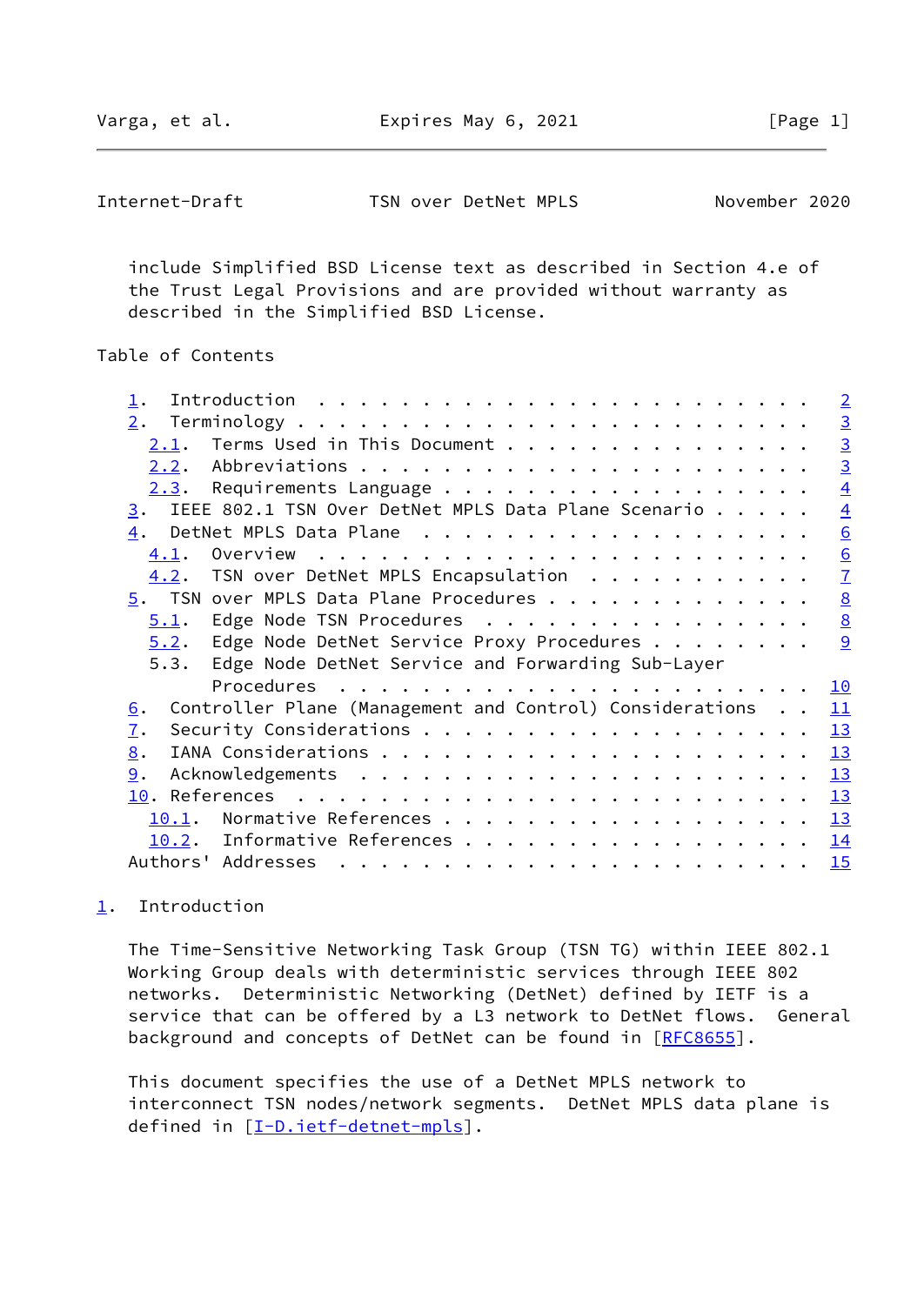include Simplified BSD License text as described in Section 4.e of the Trust Legal Provisions and are provided without warranty as described in the Simplified BSD License.

## Table of Contents

```
   1.  Introduction  . . . . . . . . . . . . . . . . . . . . . . . .   2
   2.  Terminology . . . . . . . . . . . . . . . . . . . . . . . . .   3
     2.1.  Terms Used in This Document . . . . . . . . . . . . . . .   3
     2.2.  Abbreviations . . . . . . . . . . . . . . . . . . . . . .   3
     2.3.  Requirements Language . . . . . . . . . . . . . . . . . .   4
   3.  IEEE 802.1 TSN Over DetNet MPLS Data Plane Scenario . . . . .   4
   4.  DetNet MPLS Data Plane  . . . . . . . . . . . . . . . . . . .   6
     4.1.  Overview  . . . . . . . . . . . . . . . . . . . . . . . .   6
     4.2.  TSN over DetNet MPLS Encapsulation  . . . . . . . . . . .   7
   5.  TSN over MPLS Data Plane Procedures . . . . . . . . . . . . .   8
     5.1.  Edge Node TSN Procedures  . . . . . . . . . . . . . . . .   8
     5.2.  Edge Node DetNet Service Proxy Procedures . . . . . . . .   9
     5.3.  Edge Node DetNet Service and Forwarding Sub-Layer
           Procedures  . . . . . . . . . . . . . . . . . . . . . . .  10
   6.  Controller Plane (Management and Control) Considerations  . .  11
   7.  Security Considerations . . . . . . . . . . . . . . . . . . .  13
   8.  IANA Considerations . . . . . . . . . . . . . . . . . . . . .  13
   9.  Acknowledgements  . . . . . . . . . . . . . . . . . . . . . .  13
   10. References  . . . . . . . . . . . . . . . . . . . . . . . . .  13
     10.1.  Normative References . . . . . . . . . . . . . . . . . .  13
     10.2.  Informative References . . . . . . . . . . . . . . . . .  14
   Authors' Addresses  . . . . . . . . . . . . . . . . . . . . . . .  15
```

## 1. Introduction

The Time-Sensitive Networking Task Group (TSN TG) within IEEE 802.1 Working Group deals with deterministic services through IEEE 802 networks. Deterministic Networking (DetNet) defined by IETF is a service that can be offered by a L3 network to DetNet flows. General background and concepts of DetNet can be found in [RFC8655].

This document specifies the use of a DetNet MPLS network to interconnect TSN nodes/network segments. DetNet MPLS data plane is defined in [I-D.ietf-detnet-mpls].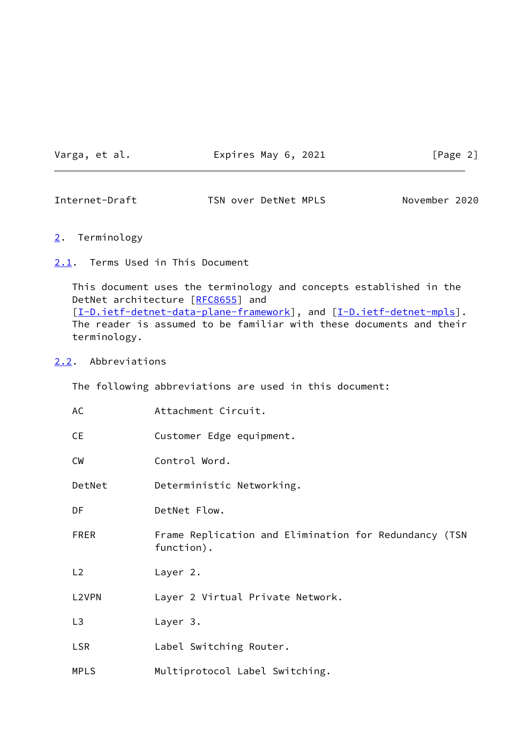## 2. Terminology

### 2.1. Terms Used in This Document

This document uses the terminology and concepts established in the DetNet architecture [RFC8655] and [I-D.ietf-detnet-data-plane-framework], and [I-D.ietf-detnet-mpls]. The reader is assumed to be familiar with these documents and their terminology.

### 2.2. Abbreviations

The following abbreviations are used in this document:

| | |
|---|---|
| AC | Attachment Circuit. |
| CE | Customer Edge equipment. |
| CW | Control Word. |
| DetNet | Deterministic Networking. |
| DF | DetNet Flow. |
| FRER | Frame Replication and Elimination for Redundancy (TSN function). |
| L2 | Layer 2. |
| L2VPN | Layer 2 Virtual Private Network. |
| L3 | Layer 3. |
| LSR | Label Switching Router. |
| MPLS | Multiprotocol Label Switching. |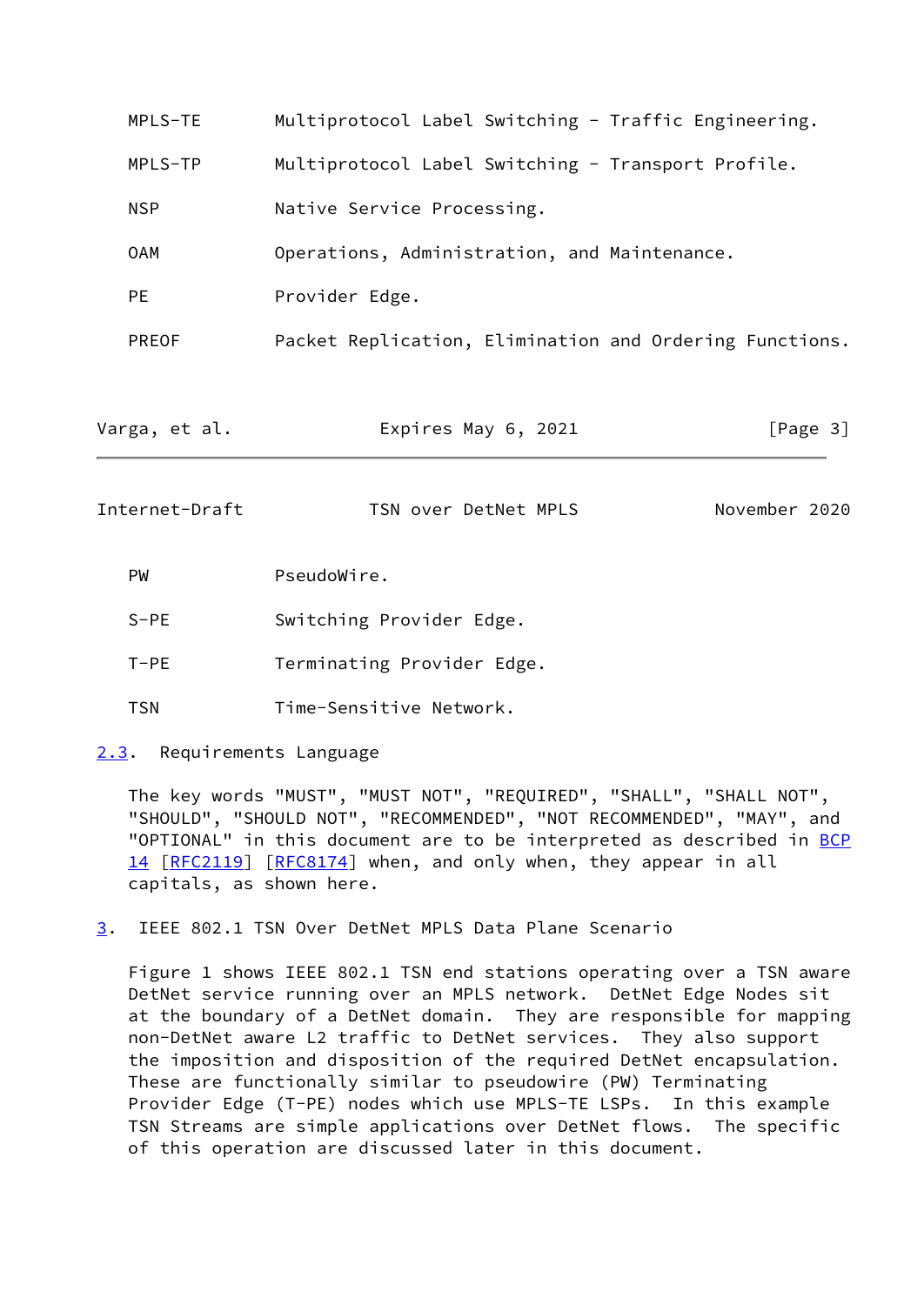| | |
|---|---|
| MPLS-TE | Multiprotocol Label Switching - Traffic Engineering. |
| MPLS-TP | Multiprotocol Label Switching - Transport Profile. |
| NSP | Native Service Processing. |
| OAM | Operations, Administration, and Maintenance. |
| PE | Provider Edge. |
| PREOF | Packet Replication, Elimination and Ordering Functions. |
| PW | PseudoWire. |
| S-PE | Switching Provider Edge. |
| T-PE | Terminating Provider Edge. |
| TSN | Time-Sensitive Network. |

### 2.3. Requirements Language

The key words "MUST", "MUST NOT", "REQUIRED", "SHALL", "SHALL NOT", "SHOULD", "SHOULD NOT", "RECOMMENDED", "NOT RECOMMENDED", "MAY", and "OPTIONAL" in this document are to be interpreted as described in BCP 14 [RFC2119] [RFC8174] when, and only when, they appear in all capitals, as shown here.

## 3. IEEE 802.1 TSN Over DetNet MPLS Data Plane Scenario

Figure 1 shows IEEE 802.1 TSN end stations operating over a TSN aware DetNet service running over an MPLS network. DetNet Edge Nodes sit at the boundary of a DetNet domain. They are responsible for mapping non-DetNet aware L2 traffic to DetNet services. They also support the imposition and disposition of the required DetNet encapsulation. These are functionally similar to pseudowire (PW) Terminating Provider Edge (T-PE) nodes which use MPLS-TE LSPs. In this example TSN Streams are simple applications over DetNet flows. The specific of this operation are discussed later in this document.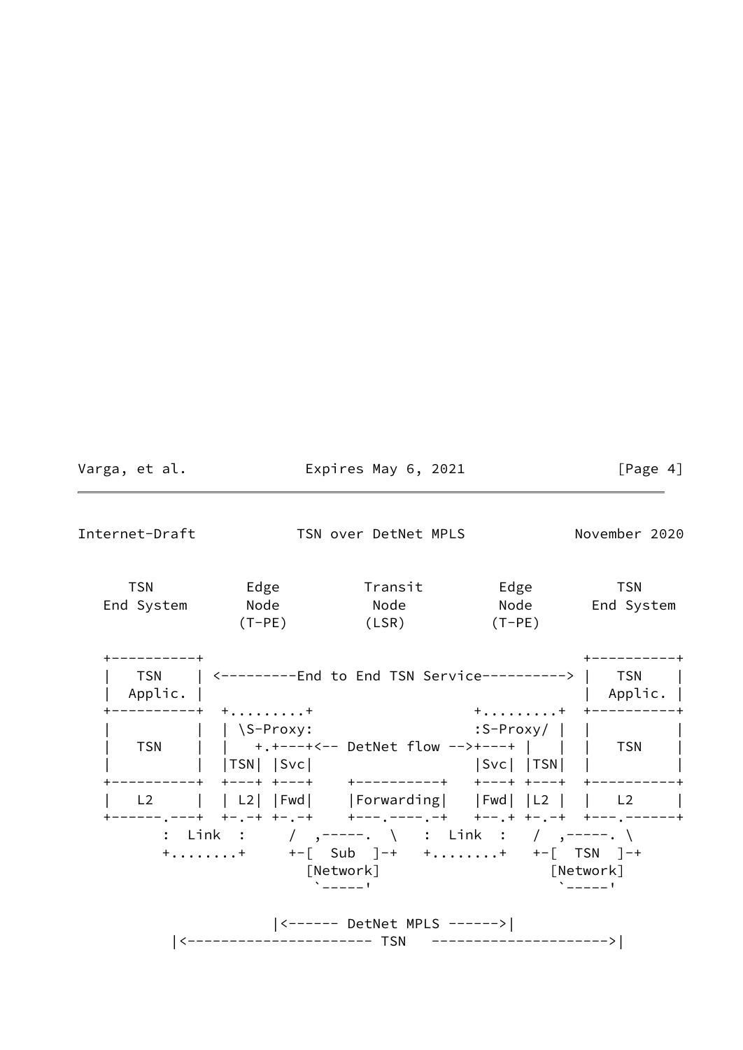```
     TSN          Edge          Transit         Edge          TSN
   End System     Node           Node           Node       End System
                 (T-PE)          (LSR)         (T-PE)

   +----------+                                            +----------+
   |   TSN    | <---------End to End TSN Service---------> |   TSN    |
   |  Applic. |                                            |  Applic. |
   +----------+  +.........+                 +.........+  +----------+
   |          |  | \S-Proxy:                 :S-Proxy/ |  |          |
   |   TSN    |  |   +.+---+<-- DetNet flow -->+---+ |   |  |   TSN    |
   |          |  |TSN| |Svc|                 |Svc| |TSN|  |          |
   +----------+  +---+ +---+    +----------+  +---+ +---+  +----------+
   |   L2     |  | L2| |Fwd|    |Forwarding|  |Fwd| |L2 |  |   L2     |
   +------.---+  +-.-+ +-.-+    +---.----.-+  +--.+ +-.-+  +---.------+
          :  Link  :     /  ,-----.  \   :  Link  :   /  ,-----. \
          +........+     +-[  Sub  ]-+   +........+   +-[  TSN  ]-+
                           [Network]                    [Network]
                            `-----'                      `-----'

                     |<------ DetNet MPLS ------>|
           |<---------------------- TSN   --------------------->|
```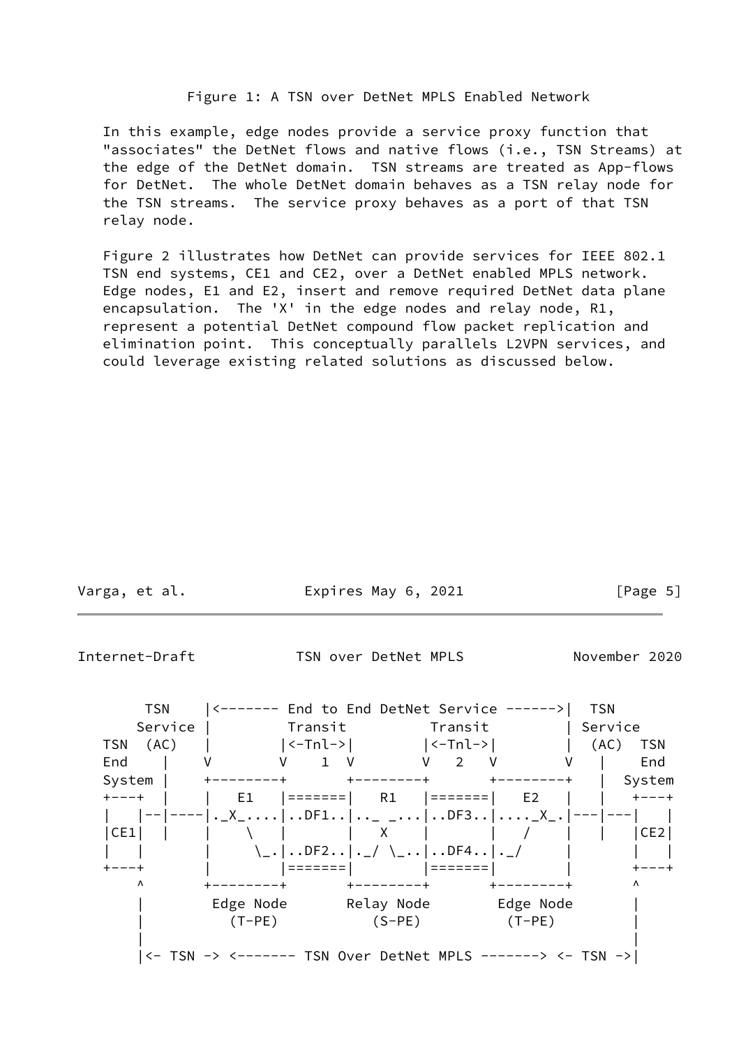Figure 1: A TSN over DetNet MPLS Enabled Network

In this example, edge nodes provide a service proxy function that "associates" the DetNet flows and native flows (i.e., TSN Streams) at the edge of the DetNet domain. TSN streams are treated as App-flows for DetNet. The whole DetNet domain behaves as a TSN relay node for the TSN streams. The service proxy behaves as a port of that TSN relay node.

Figure 2 illustrates how DetNet can provide services for IEEE 802.1 TSN end systems, CE1 and CE2, over a DetNet enabled MPLS network. Edge nodes, E1 and E2, insert and remove required DetNet data plane encapsulation. The 'X' in the edge nodes and relay node, R1, represent a potential DetNet compound flow packet replication and elimination point. This conceptually parallels L2VPN services, and could leverage existing related solutions as discussed below.

```
      TSN     |<------- End to End DetNet Service ------>|  TSN
     Service  |         Transit          Transit         | Service
 TSN  (AC)    |        |<-Tnl->|        |<-Tnl->|        |  (AC)  TSN
 End    |     V        V    1  V        V   2   V        V   |     End
 System |     +--------+       +--------+       +--------+   |  System
 +---+  |     |   E1   |=======|   R1   |=======|   E2   |   |   +---+
 |   |--|-----|._X_....|..DF1..|.._ _...|..DF3..|...._X_.|---|---|   |
 |CE1|  |     |    \   |       |   X    |       |   /    |   |   |CE2|
 |   |        |     \_.|..DF2..|._/ \_..|..DF4..|._/     |       |   |
 +---+        |        |=======|        |=======|        |       +---+
     ^        +--------+       +--------+       +--------+       ^
     |        Edge Node       Relay Node        Edge Node        |
     |          (T-PE)          (S-PE)           (T-PE)          |
     |                                                           |
     |<- TSN -> <------- TSN Over DetNet MPLS -------> <- TSN ->|
```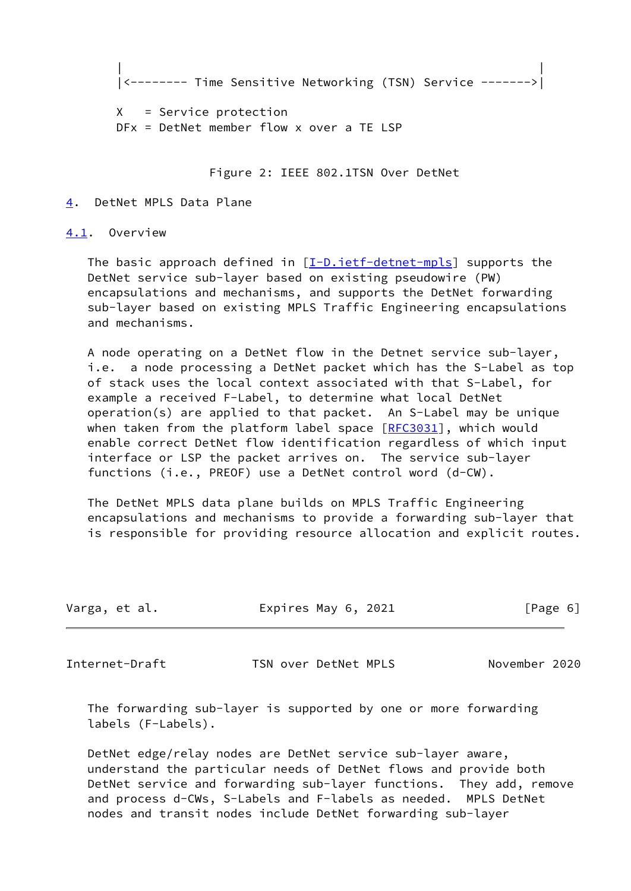```
       |                                                          |
       |<-------- Time Sensitive Networking (TSN) Service ------->|

       X   = Service protection
       DFx = DetNet member flow x over a TE LSP
```

Figure 2: IEEE 802.1TSN Over DetNet

## 4. DetNet MPLS Data Plane

### 4.1. Overview

The basic approach defined in [I-D.ietf-detnet-mpls] supports the DetNet service sub-layer based on existing pseudowire (PW) encapsulations and mechanisms, and supports the DetNet forwarding sub-layer based on existing MPLS Traffic Engineering encapsulations and mechanisms.

A node operating on a DetNet flow in the Detnet service sub-layer, i.e. a node processing a DetNet packet which has the S-Label as top of stack uses the local context associated with that S-Label, for example a received F-Label, to determine what local DetNet operation(s) are applied to that packet. An S-Label may be unique when taken from the platform label space [RFC3031], which would enable correct DetNet flow identification regardless of which input interface or LSP the packet arrives on. The service sub-layer functions (i.e., PREOF) use a DetNet control word (d-CW).

The DetNet MPLS data plane builds on MPLS Traffic Engineering encapsulations and mechanisms to provide a forwarding sub-layer that is responsible for providing resource allocation and explicit routes.

The forwarding sub-layer is supported by one or more forwarding labels (F-Labels).

DetNet edge/relay nodes are DetNet service sub-layer aware, understand the particular needs of DetNet flows and provide both DetNet service and forwarding sub-layer functions. They add, remove and process d-CWs, S-Labels and F-labels as needed. MPLS DetNet nodes and transit nodes include DetNet forwarding sub-layer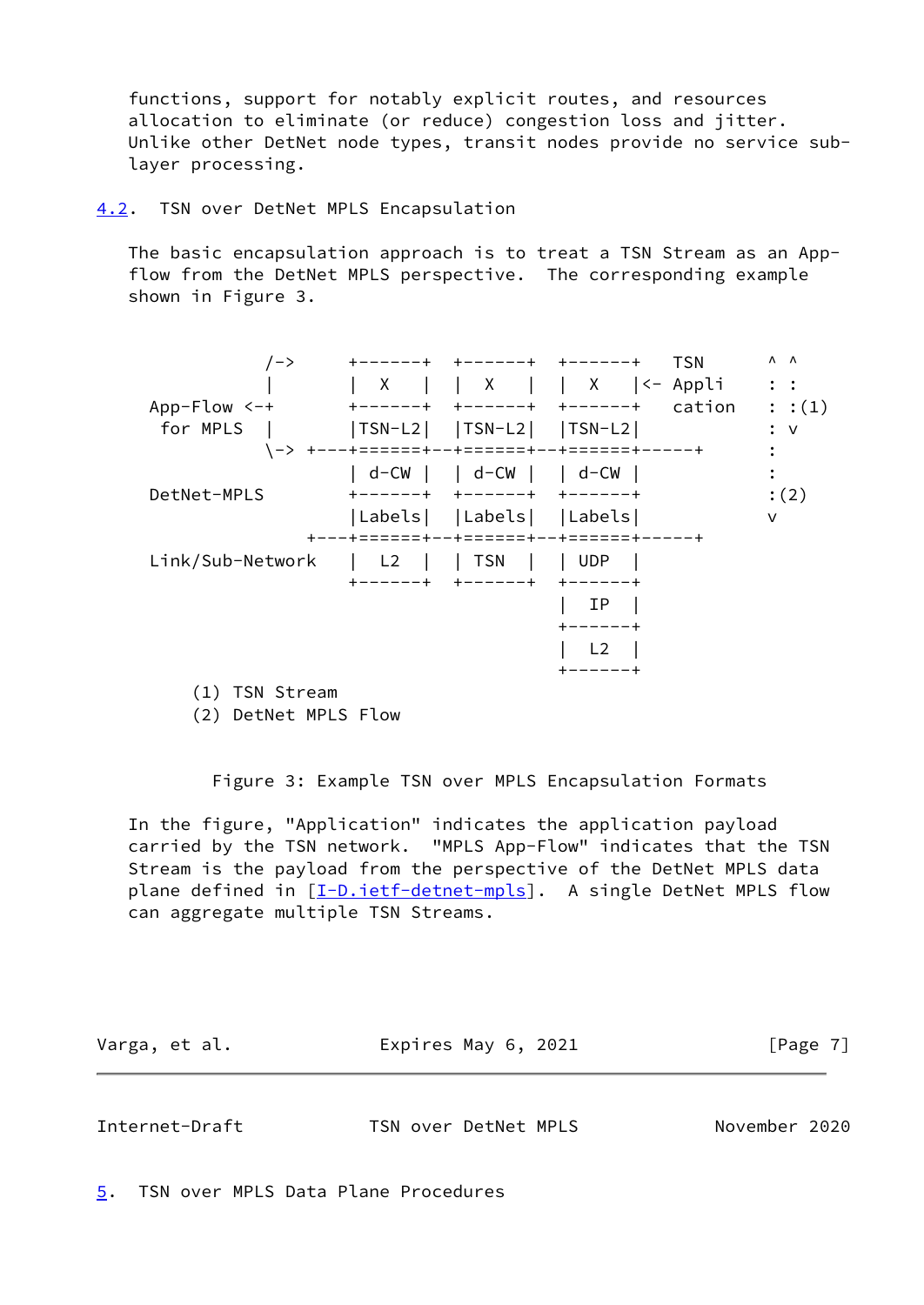functions, support for notably explicit routes, and resources allocation to eliminate (or reduce) congestion loss and jitter. Unlike other DetNet node types, transit nodes provide no service sub-layer processing.

### 4.2. TSN over DetNet MPLS Encapsulation

The basic encapsulation approach is to treat a TSN Stream as an App-flow from the DetNet MPLS perspective. The corresponding example shown in Figure 3.

```
                /->     +------+  +------+  +------+   TSN       ^ ^
                |       |  X   |  |  X   |  |  X   |<- Appli     : :
     App-Flow <-+       +------+  +------+  +------+   cation    : :(1)
      for MPLS  |       |TSN-L2|  |TSN-L2|  |TSN-L2|             : v
                \-> +---+======+--+======+--+======+-----+       :
                        | d-CW |  | d-CW |  | d-CW |             :
     DetNet-MPLS        +------+  +------+  +------+             :(2)
                        |Labels|  |Labels|  |Labels|             v
                    +---+======+--+======+--+======+-----+
     Link/Sub-Network   |  L2  |  | TSN  |  | UDP  |
                        +------+  +------+  +------+
                                            |  IP  |
                                            +------+
                                            |  L2  |
                                            +------+
        (1) TSN Stream
        (2) DetNet MPLS Flow
```

Figure 3: Example TSN over MPLS Encapsulation Formats

In the figure, "Application" indicates the application payload carried by the TSN network. "MPLS App-Flow" indicates that the TSN Stream is the payload from the perspective of the DetNet MPLS data plane defined in [I-D.ietf-detnet-mpls]. A single DetNet MPLS flow can aggregate multiple TSN Streams.

## 5. TSN over MPLS Data Plane Procedures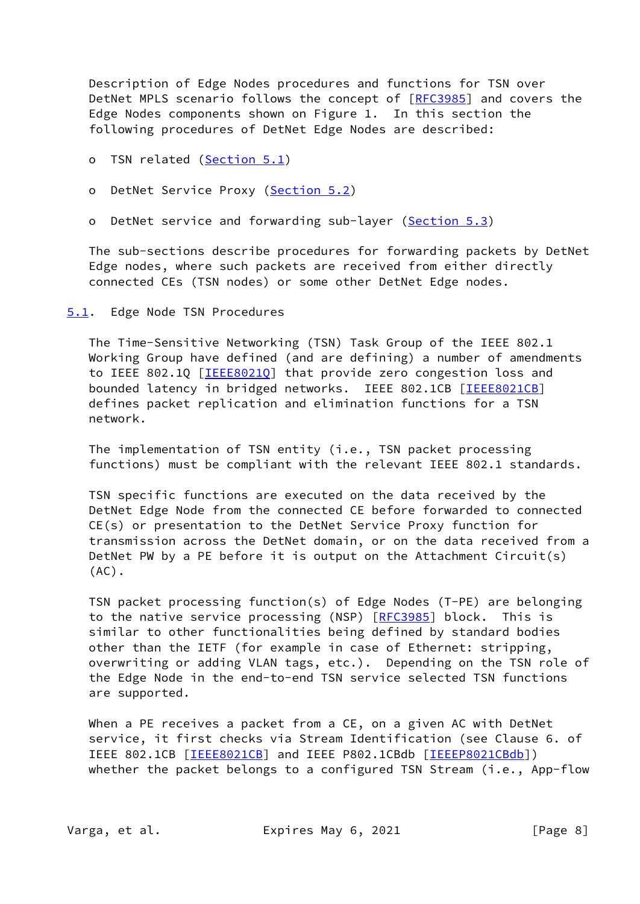Description of Edge Nodes procedures and functions for TSN over DetNet MPLS scenario follows the concept of [RFC3985] and covers the Edge Nodes components shown on Figure 1. In this section the following procedures of DetNet Edge Nodes are described:

- TSN related (Section 5.1)
- DetNet Service Proxy (Section 5.2)
- DetNet service and forwarding sub-layer (Section 5.3)

The sub-sections describe procedures for forwarding packets by DetNet Edge nodes, where such packets are received from either directly connected CEs (TSN nodes) or some other DetNet Edge nodes.

## 5.1. Edge Node TSN Procedures

The Time-Sensitive Networking (TSN) Task Group of the IEEE 802.1 Working Group have defined (and are defining) a number of amendments to IEEE 802.1Q [IEEE8021Q] that provide zero congestion loss and bounded latency in bridged networks. IEEE 802.1CB [IEEE8021CB] defines packet replication and elimination functions for a TSN network.

The implementation of TSN entity (i.e., TSN packet processing functions) must be compliant with the relevant IEEE 802.1 standards.

TSN specific functions are executed on the data received by the DetNet Edge Node from the connected CE before forwarded to connected CE(s) or presentation to the DetNet Service Proxy function for transmission across the DetNet domain, or on the data received from a DetNet PW by a PE before it is output on the Attachment Circuit(s) (AC).

TSN packet processing function(s) of Edge Nodes (T-PE) are belonging to the native service processing (NSP) [RFC3985] block. This is similar to other functionalities being defined by standard bodies other than the IETF (for example in case of Ethernet: stripping, overwriting or adding VLAN tags, etc.). Depending on the TSN role of the Edge Node in the end-to-end TSN service selected TSN functions are supported.

When a PE receives a packet from a CE, on a given AC with DetNet service, it first checks via Stream Identification (see Clause 6. of IEEE 802.1CB [IEEE8021CB] and IEEE P802.1CBdb [IEEEP8021CBdb]) whether the packet belongs to a configured TSN Stream (i.e., App-flow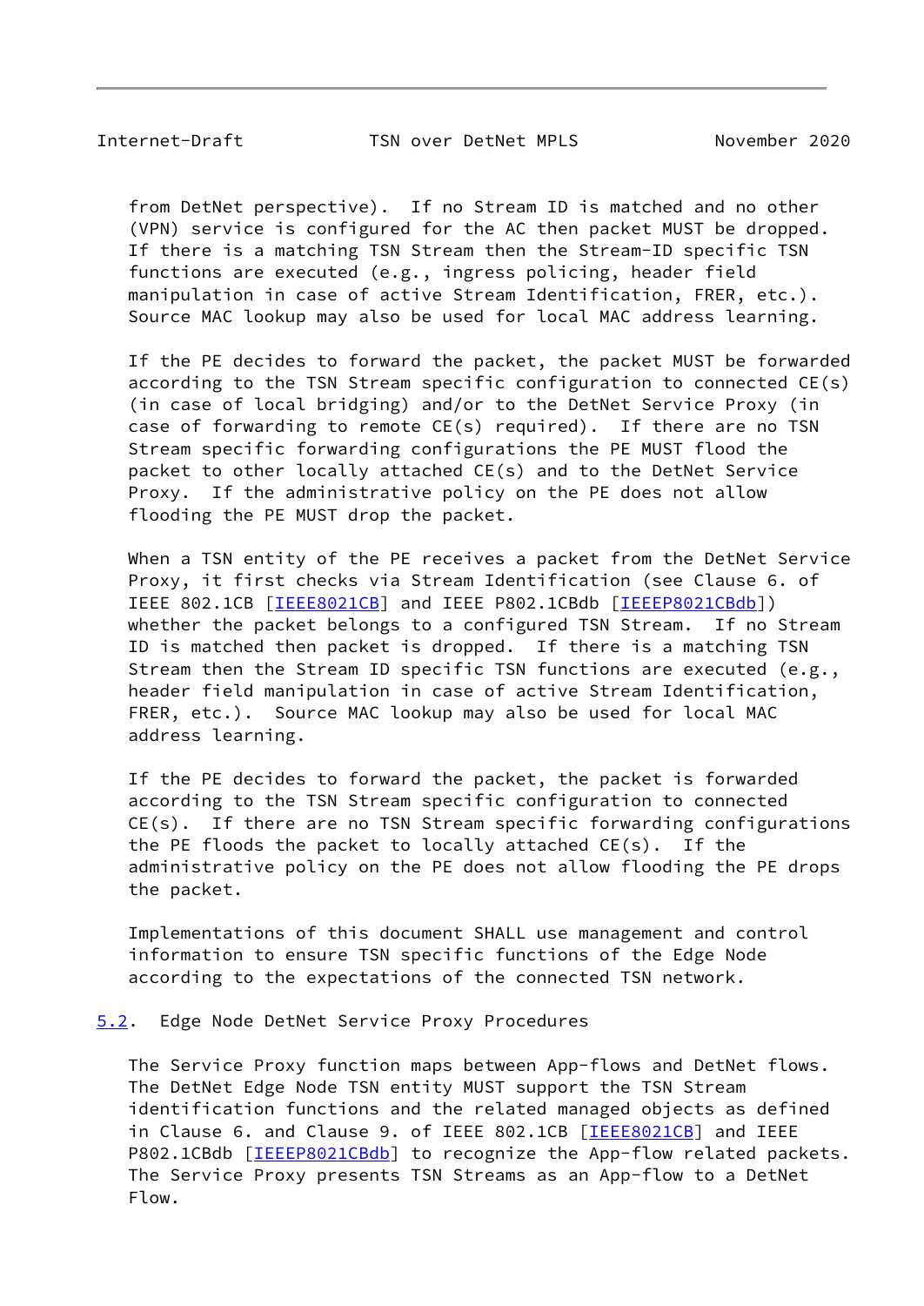from DetNet perspective). If no Stream ID is matched and no other (VPN) service is configured for the AC then packet MUST be dropped. If there is a matching TSN Stream then the Stream-ID specific TSN functions are executed (e.g., ingress policing, header field manipulation in case of active Stream Identification, FRER, etc.). Source MAC lookup may also be used for local MAC address learning.

If the PE decides to forward the packet, the packet MUST be forwarded according to the TSN Stream specific configuration to connected CE(s) (in case of local bridging) and/or to the DetNet Service Proxy (in case of forwarding to remote CE(s) required). If there are no TSN Stream specific forwarding configurations the PE MUST flood the packet to other locally attached CE(s) and to the DetNet Service Proxy. If the administrative policy on the PE does not allow flooding the PE MUST drop the packet.

When a TSN entity of the PE receives a packet from the DetNet Service Proxy, it first checks via Stream Identification (see Clause 6. of IEEE 802.1CB [IEEE8021CB] and IEEE P802.1CBdb [IEEEP8021CBdb]) whether the packet belongs to a configured TSN Stream. If no Stream ID is matched then packet is dropped. If there is a matching TSN Stream then the Stream ID specific TSN functions are executed (e.g., header field manipulation in case of active Stream Identification, FRER, etc.). Source MAC lookup may also be used for local MAC address learning.

If the PE decides to forward the packet, the packet is forwarded according to the TSN Stream specific configuration to connected CE(s). If there are no TSN Stream specific forwarding configurations the PE floods the packet to locally attached CE(s). If the administrative policy on the PE does not allow flooding the PE drops the packet.

Implementations of this document SHALL use management and control information to ensure TSN specific functions of the Edge Node according to the expectations of the connected TSN network.

### 5.2. Edge Node DetNet Service Proxy Procedures

The Service Proxy function maps between App-flows and DetNet flows. The DetNet Edge Node TSN entity MUST support the TSN Stream identification functions and the related managed objects as defined in Clause 6. and Clause 9. of IEEE 802.1CB [IEEE8021CB] and IEEE P802.1CBdb [IEEEP8021CBdb] to recognize the App-flow related packets. The Service Proxy presents TSN Streams as an App-flow to a DetNet Flow.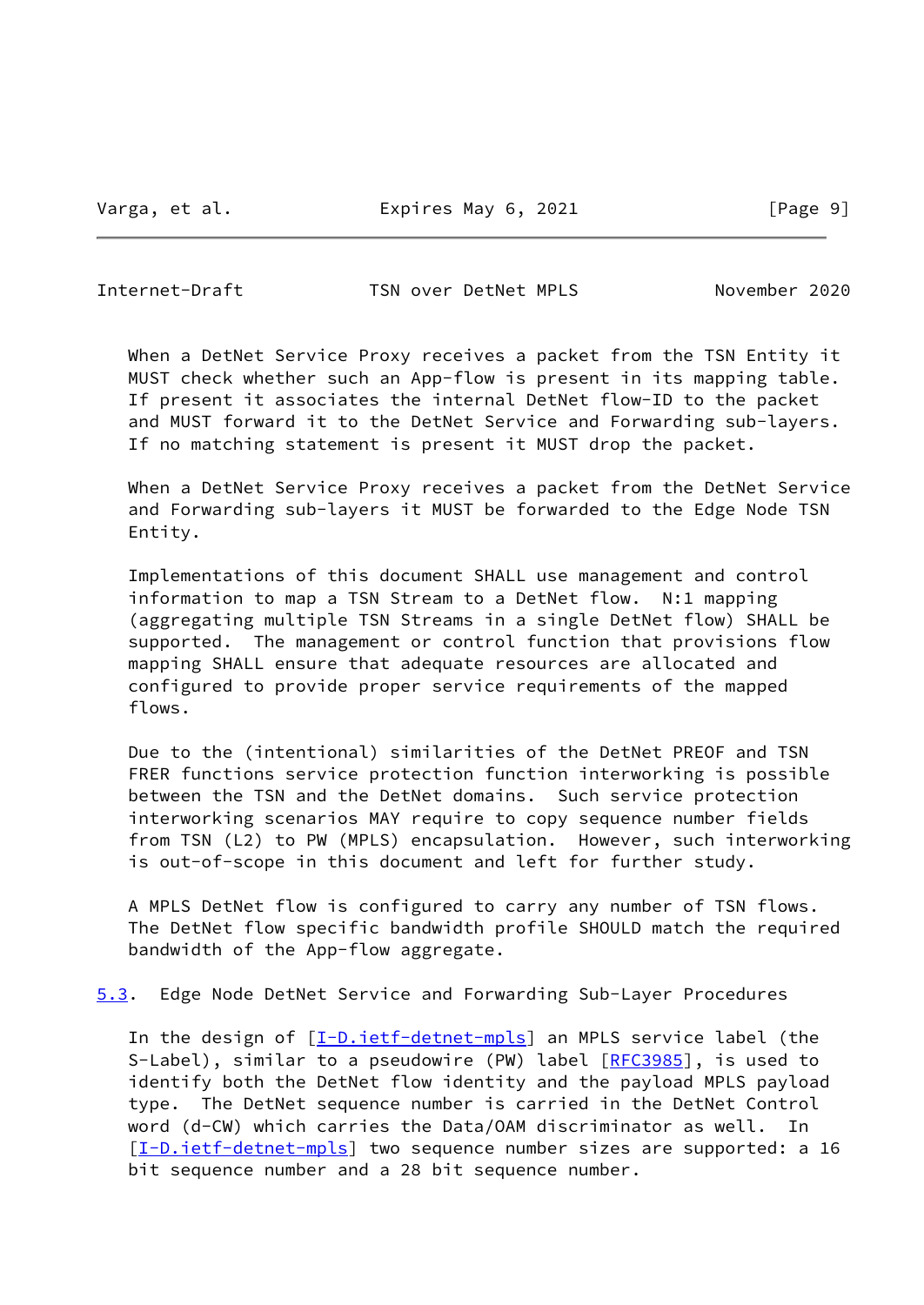When a DetNet Service Proxy receives a packet from the TSN Entity it MUST check whether such an App-flow is present in its mapping table. If present it associates the internal DetNet flow-ID to the packet and MUST forward it to the DetNet Service and Forwarding sub-layers. If no matching statement is present it MUST drop the packet.

When a DetNet Service Proxy receives a packet from the DetNet Service and Forwarding sub-layers it MUST be forwarded to the Edge Node TSN Entity.

Implementations of this document SHALL use management and control information to map a TSN Stream to a DetNet flow. N:1 mapping (aggregating multiple TSN Streams in a single DetNet flow) SHALL be supported. The management or control function that provisions flow mapping SHALL ensure that adequate resources are allocated and configured to provide proper service requirements of the mapped flows.

Due to the (intentional) similarities of the DetNet PREOF and TSN FRER functions service protection function interworking is possible between the TSN and the DetNet domains. Such service protection interworking scenarios MAY require to copy sequence number fields from TSN (L2) to PW (MPLS) encapsulation. However, such interworking is out-of-scope in this document and left for further study.

A MPLS DetNet flow is configured to carry any number of TSN flows. The DetNet flow specific bandwidth profile SHOULD match the required bandwidth of the App-flow aggregate.

### 5.3. Edge Node DetNet Service and Forwarding Sub-Layer Procedures

In the design of [I-D.ietf-detnet-mpls] an MPLS service label (the S-Label), similar to a pseudowire (PW) label [RFC3985], is used to identify both the DetNet flow identity and the payload MPLS payload type. The DetNet sequence number is carried in the DetNet Control word (d-CW) which carries the Data/OAM discriminator as well. In [I-D.ietf-detnet-mpls] two sequence number sizes are supported: a 16 bit sequence number and a 28 bit sequence number.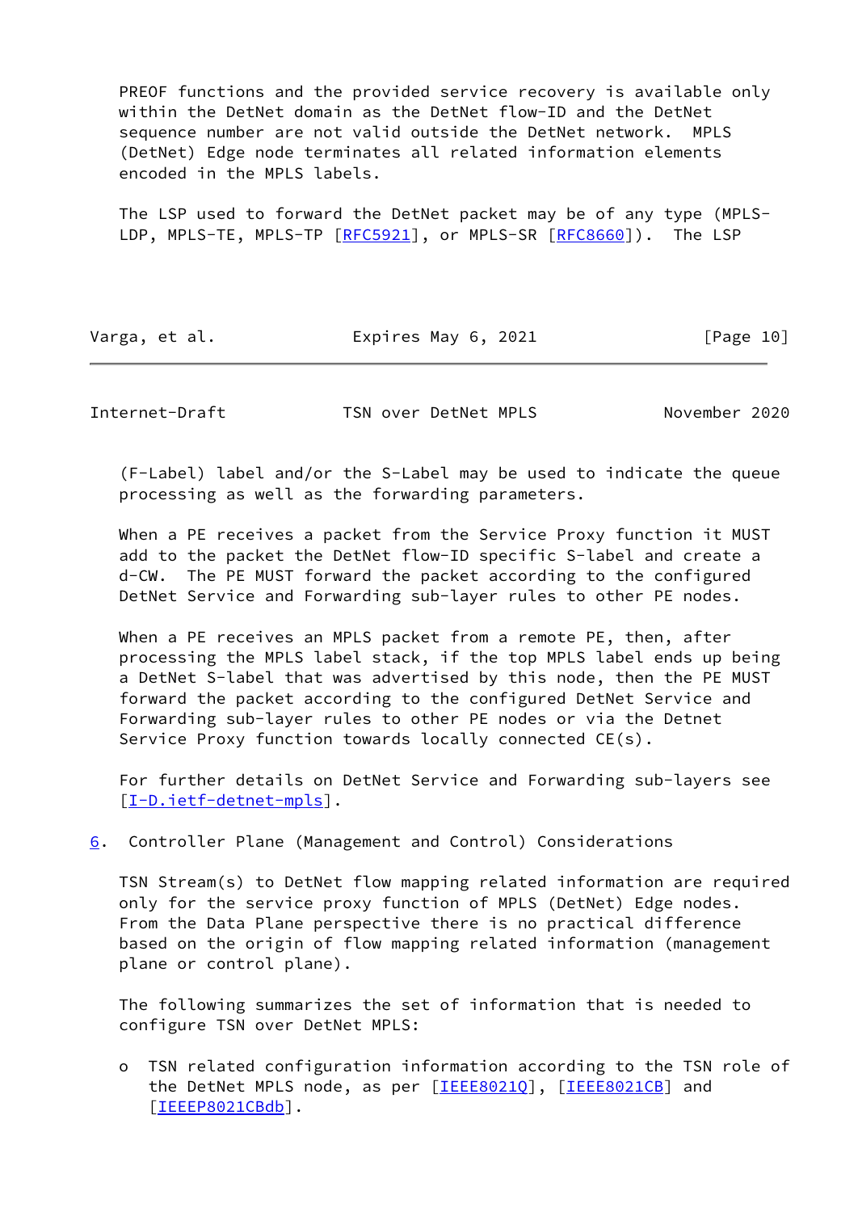PREOF functions and the provided service recovery is available only within the DetNet domain as the DetNet flow-ID and the DetNet sequence number are not valid outside the DetNet network. MPLS (DetNet) Edge node terminates all related information elements encoded in the MPLS labels.

The LSP used to forward the DetNet packet may be of any type (MPLS-LDP, MPLS-TE, MPLS-TP [RFC5921], or MPLS-SR [RFC8660]). The LSP (F-Label) label and/or the S-Label may be used to indicate the queue processing as well as the forwarding parameters.

When a PE receives a packet from the Service Proxy function it MUST add to the packet the DetNet flow-ID specific S-label and create a d-CW. The PE MUST forward the packet according to the configured DetNet Service and Forwarding sub-layer rules to other PE nodes.

When a PE receives an MPLS packet from a remote PE, then, after processing the MPLS label stack, if the top MPLS label ends up being a DetNet S-label that was advertised by this node, then the PE MUST forward the packet according to the configured DetNet Service and Forwarding sub-layer rules to other PE nodes or via the Detnet Service Proxy function towards locally connected CE(s).

For further details on DetNet Service and Forwarding sub-layers see [I-D.ietf-detnet-mpls].

## 6. Controller Plane (Management and Control) Considerations

TSN Stream(s) to DetNet flow mapping related information are required only for the service proxy function of MPLS (DetNet) Edge nodes. From the Data Plane perspective there is no practical difference based on the origin of flow mapping related information (management plane or control plane).

The following summarizes the set of information that is needed to configure TSN over DetNet MPLS:

- TSN related configuration information according to the TSN role of the DetNet MPLS node, as per [IEEE8021Q], [IEEE8021CB] and [IEEEP8021CBdb].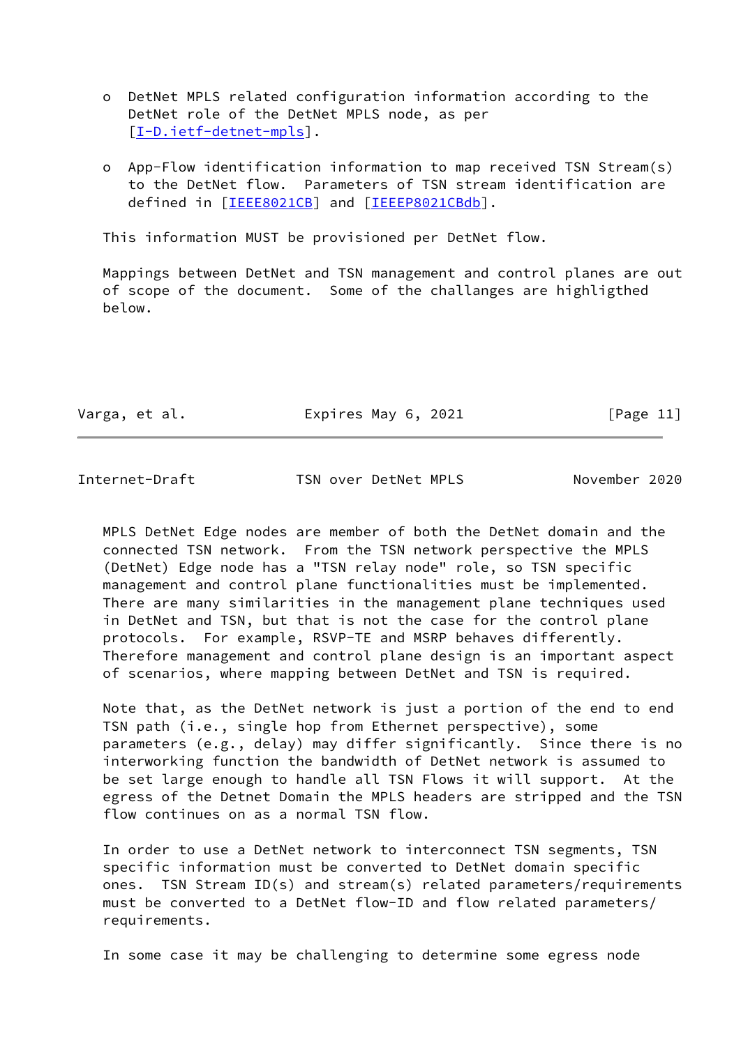- DetNet MPLS related configuration information according to the DetNet role of the DetNet MPLS node, as per [I-D.ietf-detnet-mpls].

- App-Flow identification information to map received TSN Stream(s) to the DetNet flow. Parameters of TSN stream identification are defined in [IEEE8021CB] and [IEEEP8021CBdb].

This information MUST be provisioned per DetNet flow.

Mappings between DetNet and TSN management and control planes are out of scope of the document. Some of the challanges are highligthed below.

MPLS DetNet Edge nodes are member of both the DetNet domain and the connected TSN network. From the TSN network perspective the MPLS (DetNet) Edge node has a "TSN relay node" role, so TSN specific management and control plane functionalities must be implemented. There are many similarities in the management plane techniques used in DetNet and TSN, but that is not the case for the control plane protocols. For example, RSVP-TE and MSRP behaves differently. Therefore management and control plane design is an important aspect of scenarios, where mapping between DetNet and TSN is required.

Note that, as the DetNet network is just a portion of the end to end TSN path (i.e., single hop from Ethernet perspective), some parameters (e.g., delay) may differ significantly. Since there is no interworking function the bandwidth of DetNet network is assumed to be set large enough to handle all TSN Flows it will support. At the egress of the Detnet Domain the MPLS headers are stripped and the TSN flow continues on as a normal TSN flow.

In order to use a DetNet network to interconnect TSN segments, TSN specific information must be converted to DetNet domain specific ones. TSN Stream ID(s) and stream(s) related parameters/requirements must be converted to a DetNet flow-ID and flow related parameters/requirements.

In some case it may be challenging to determine some egress node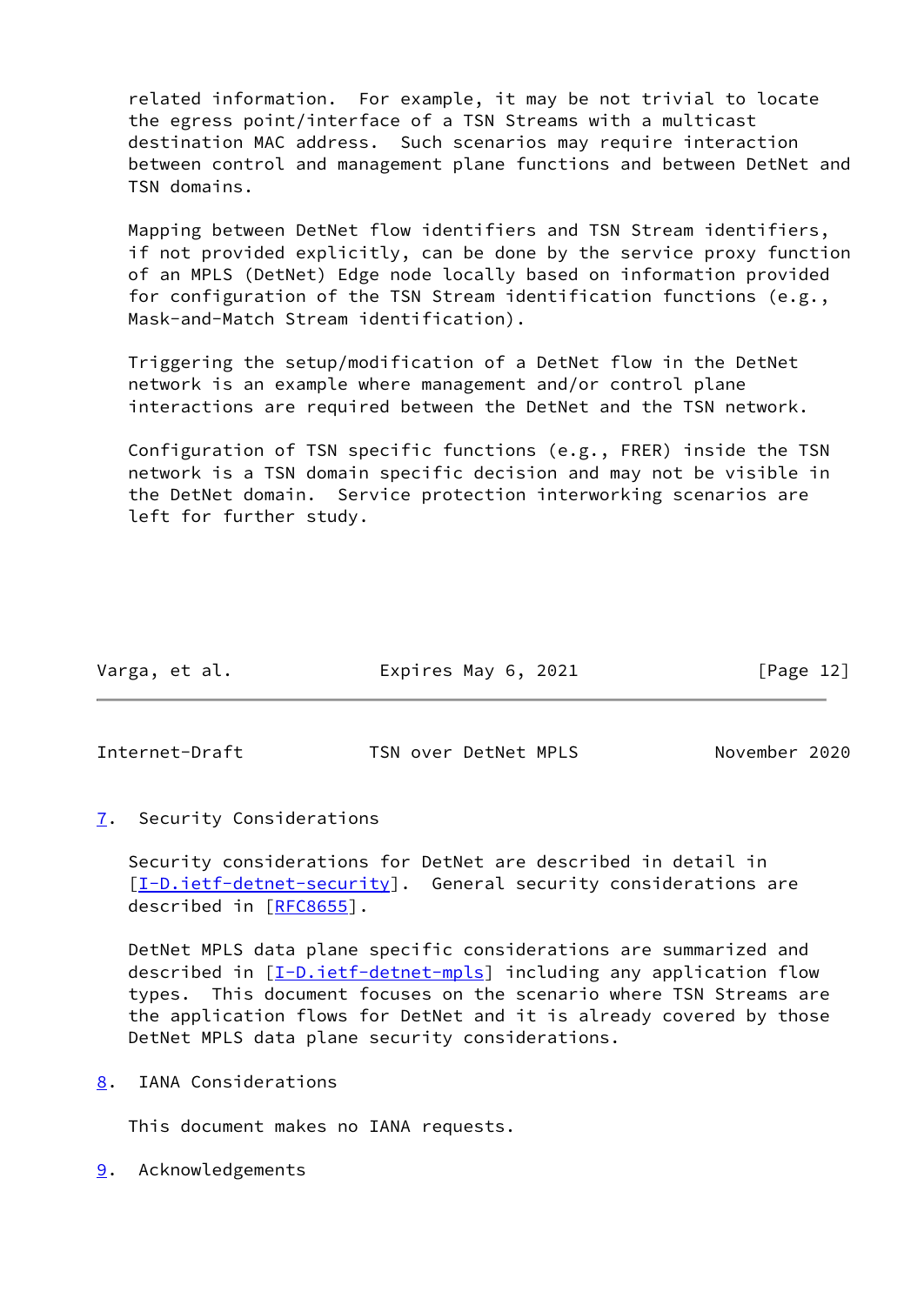related information. For example, it may be not trivial to locate the egress point/interface of a TSN Streams with a multicast destination MAC address. Such scenarios may require interaction between control and management plane functions and between DetNet and TSN domains.

Mapping between DetNet flow identifiers and TSN Stream identifiers, if not provided explicitly, can be done by the service proxy function of an MPLS (DetNet) Edge node locally based on information provided for configuration of the TSN Stream identification functions (e.g., Mask-and-Match Stream identification).

Triggering the setup/modification of a DetNet flow in the DetNet network is an example where management and/or control plane interactions are required between the DetNet and the TSN network.

Configuration of TSN specific functions (e.g., FRER) inside the TSN network is a TSN domain specific decision and may not be visible in the DetNet domain. Service protection interworking scenarios are left for further study.

## 7. Security Considerations

Security considerations for DetNet are described in detail in [I-D.ietf-detnet-security]. General security considerations are described in [RFC8655].

DetNet MPLS data plane specific considerations are summarized and described in [I-D.ietf-detnet-mpls] including any application flow types. This document focuses on the scenario where TSN Streams are the application flows for DetNet and it is already covered by those DetNet MPLS data plane security considerations.

## 8. IANA Considerations

This document makes no IANA requests.

## 9. Acknowledgements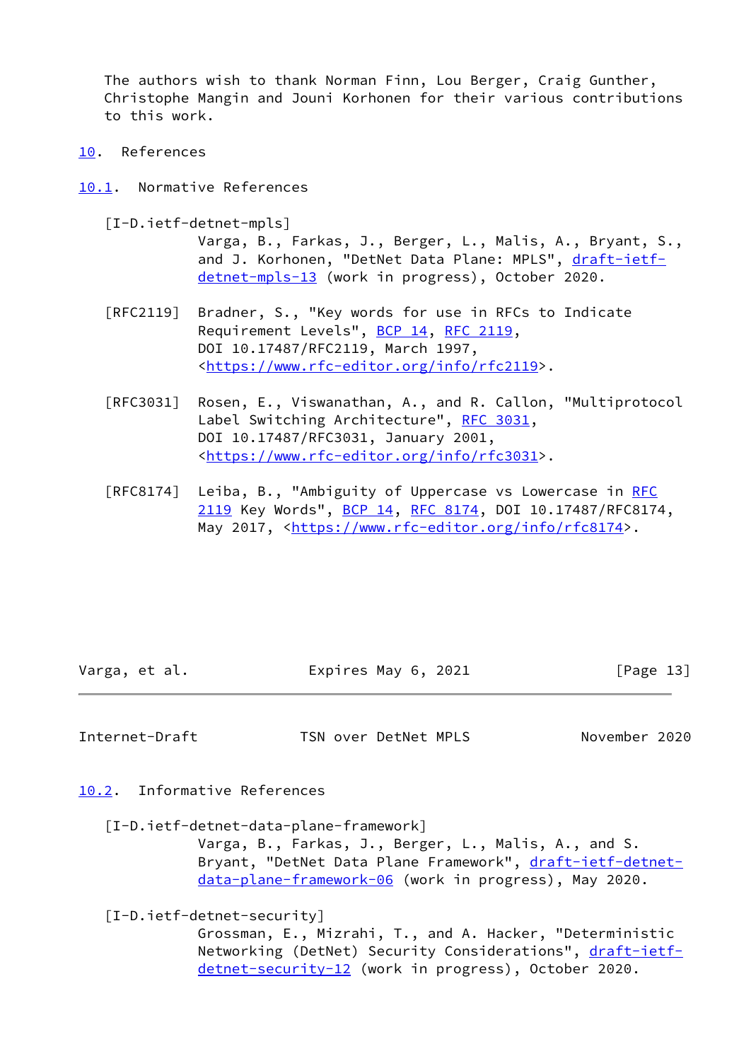The authors wish to thank Norman Finn, Lou Berger, Craig Gunther, Christophe Mangin and Jouni Korhonen for their various contributions to this work.

# 10. References

## 10.1. Normative References

[I-D.ietf-detnet-mpls]
Varga, B., Farkas, J., Berger, L., Malis, A., Bryant, S., and J. Korhonen, "DetNet Data Plane: MPLS", draft-ietf-detnet-mpls-13 (work in progress), October 2020.

[RFC2119] Bradner, S., "Key words for use in RFCs to Indicate Requirement Levels", BCP 14, RFC 2119, DOI 10.17487/RFC2119, March 1997, <https://www.rfc-editor.org/info/rfc2119>.

[RFC3031] Rosen, E., Viswanathan, A., and R. Callon, "Multiprotocol Label Switching Architecture", RFC 3031, DOI 10.17487/RFC3031, January 2001, <https://www.rfc-editor.org/info/rfc3031>.

[RFC8174] Leiba, B., "Ambiguity of Uppercase vs Lowercase in RFC 2119 Key Words", BCP 14, RFC 8174, DOI 10.17487/RFC8174, May 2017, <https://www.rfc-editor.org/info/rfc8174>.

## 10.2. Informative References

[I-D.ietf-detnet-data-plane-framework]
Varga, B., Farkas, J., Berger, L., Malis, A., and S. Bryant, "DetNet Data Plane Framework", draft-ietf-detnet-data-plane-framework-06 (work in progress), May 2020.

[I-D.ietf-detnet-security]
Grossman, E., Mizrahi, T., and A. Hacker, "Deterministic Networking (DetNet) Security Considerations", draft-ietf-detnet-security-12 (work in progress), October 2020.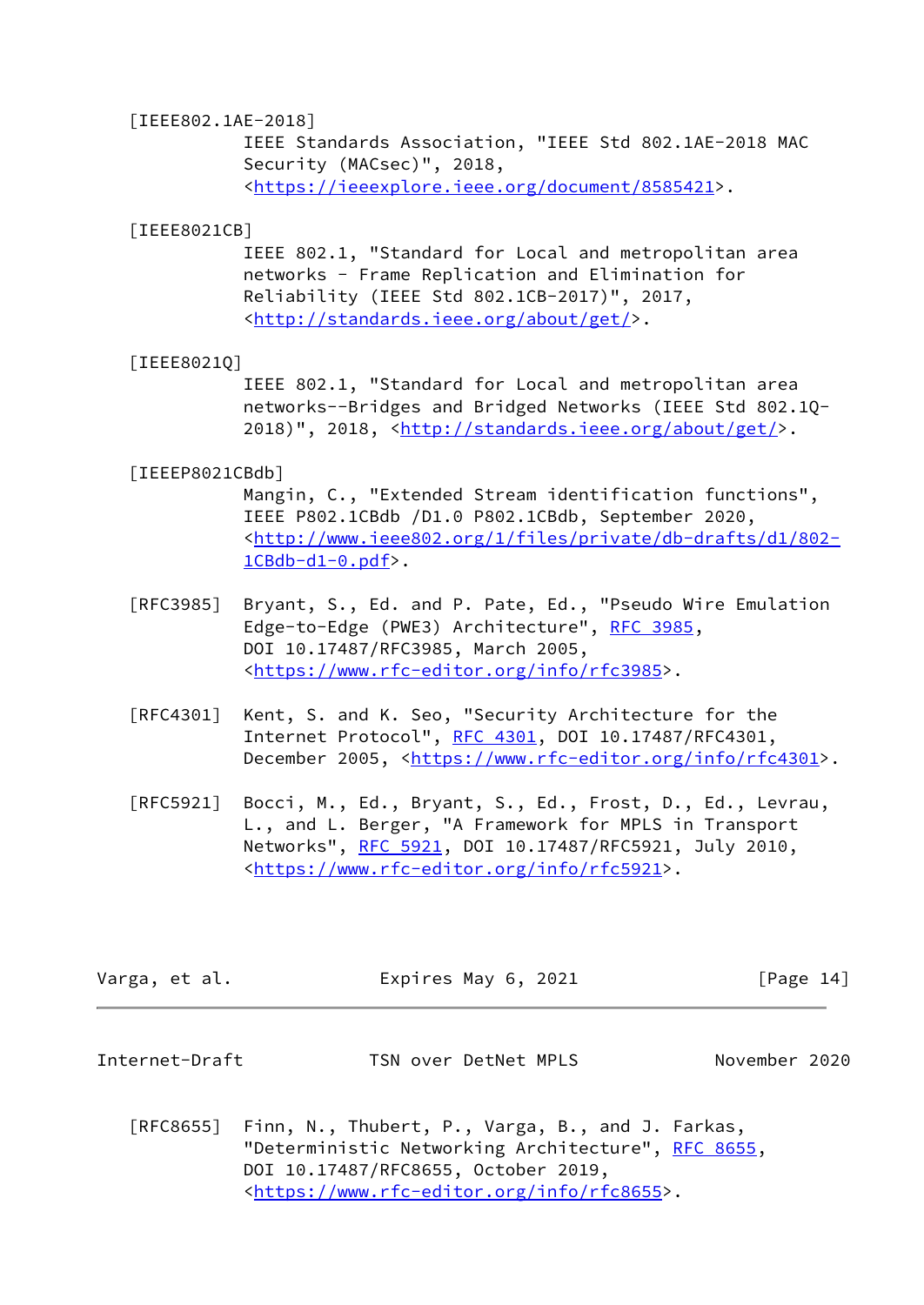[IEEE802.1AE-2018]
IEEE Standards Association, "IEEE Std 802.1AE-2018 MAC Security (MACsec)", 2018, <https://ieeexplore.ieee.org/document/8585421>.

[IEEE8021CB]
IEEE 802.1, "Standard for Local and metropolitan area networks - Frame Replication and Elimination for Reliability (IEEE Std 802.1CB-2017)", 2017, <http://standards.ieee.org/about/get/>.

[IEEE8021Q]
IEEE 802.1, "Standard for Local and metropolitan area networks--Bridges and Bridged Networks (IEEE Std 802.1Q-2018)", 2018, <http://standards.ieee.org/about/get/>.

[IEEEP8021CBdb]
Mangin, C., "Extended Stream identification functions", IEEE P802.1CBdb /D1.0 P802.1CBdb, September 2020, <http://www.ieee802.org/1/files/private/db-drafts/d1/802-1CBdb-d1-0.pdf>.

[RFC3985] Bryant, S., Ed. and P. Pate, Ed., "Pseudo Wire Emulation Edge-to-Edge (PWE3) Architecture", RFC 3985, DOI 10.17487/RFC3985, March 2005, <https://www.rfc-editor.org/info/rfc3985>.

[RFC4301] Kent, S. and K. Seo, "Security Architecture for the Internet Protocol", RFC 4301, DOI 10.17487/RFC4301, December 2005, <https://www.rfc-editor.org/info/rfc4301>.

[RFC5921] Bocci, M., Ed., Bryant, S., Ed., Frost, D., Ed., Levrau, L., and L. Berger, "A Framework for MPLS in Transport Networks", RFC 5921, DOI 10.17487/RFC5921, July 2010, <https://www.rfc-editor.org/info/rfc5921>.

[RFC8655] Finn, N., Thubert, P., Varga, B., and J. Farkas, "Deterministic Networking Architecture", RFC 8655, DOI 10.17487/RFC8655, October 2019, <https://www.rfc-editor.org/info/rfc8655>.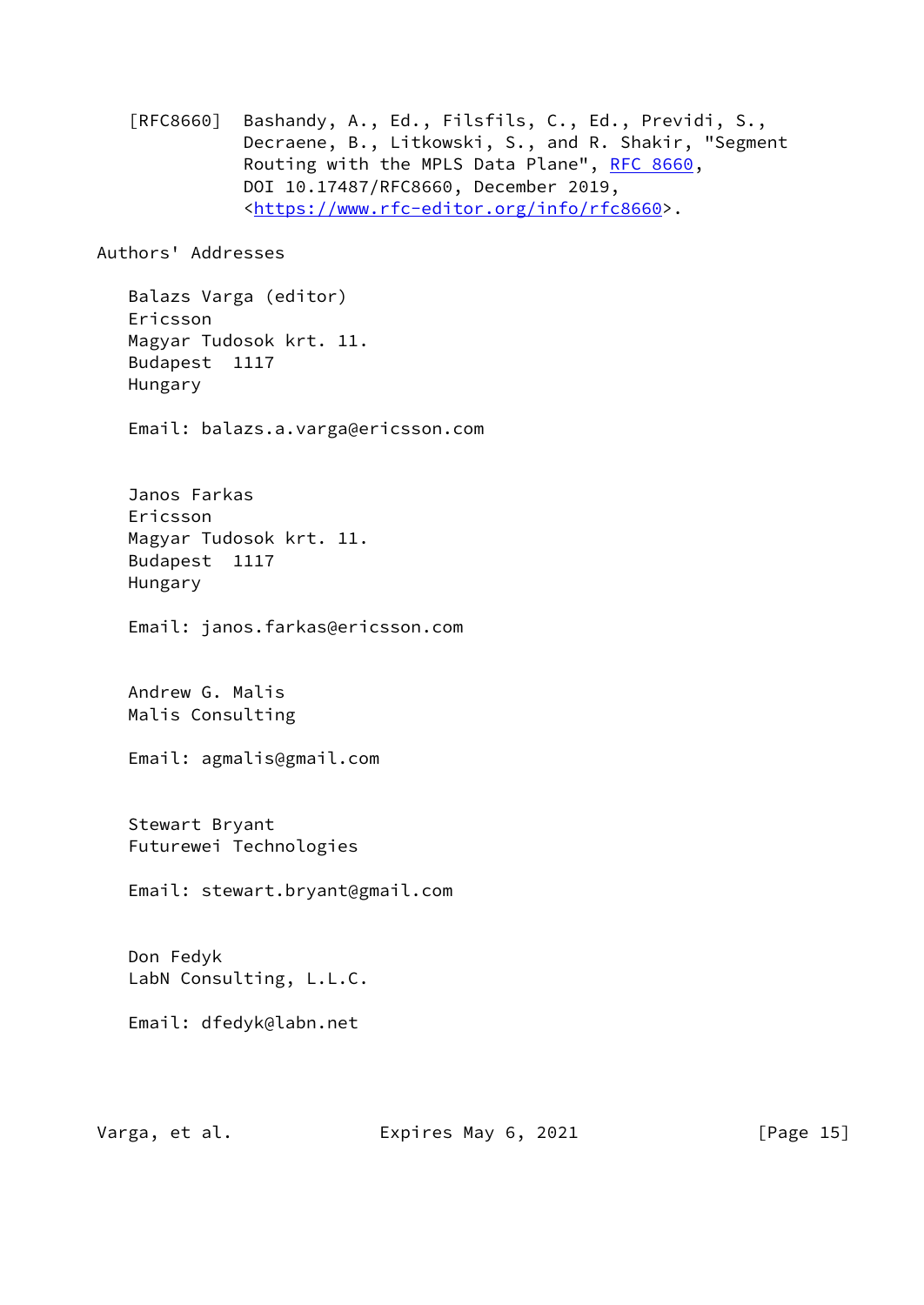[RFC8660] Bashandy, A., Ed., Filsfils, C., Ed., Previdi, S., Decraene, B., Litkowski, S., and R. Shakir, "Segment Routing with the MPLS Data Plane", RFC 8660, DOI 10.17487/RFC8660, December 2019, <https://www.rfc-editor.org/info/rfc8660>.

## Authors' Addresses

Balazs Varga (editor)
Ericsson
Magyar Tudosok krt. 11.
Budapest 1117
Hungary

Email: balazs.a.varga@ericsson.com

Janos Farkas
Ericsson
Magyar Tudosok krt. 11.
Budapest 1117
Hungary

Email: janos.farkas@ericsson.com

Andrew G. Malis
Malis Consulting

Email: agmalis@gmail.com

Stewart Bryant
Futurewei Technologies

Email: stewart.bryant@gmail.com

Don Fedyk
LabN Consulting, L.L.C.

Email: dfedyk@labn.net